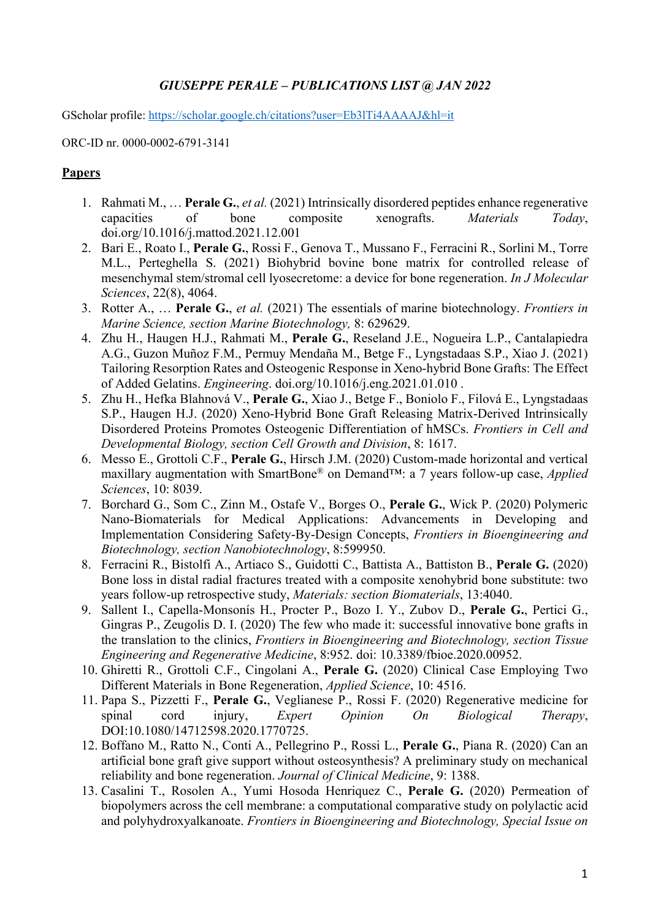***GIUSEPPE PERALE – PUBLICATIONS LIST @ JAN 2022***

GScholar profile: https://scholar.google.ch/citations?user=Eb3lTi4AAAAJ&hl=it

ORC-ID nr. 0000-0002-6791-3141

## Papers

1. Rahmati M., … **Perale G.**, *et al.* (2021) Intrinsically disordered peptides enhance regenerative capacities of bone composite xenografts. *Materials Today*, doi.org/10.1016/j.mattod.2021.12.001
2. Bari E., Roato I., **Perale G.**, Rossi F., Genova T., Mussano F., Ferracini R., Sorlini M., Torre M.L., Perteghella S. (2021) Biohybrid bovine bone matrix for controlled release of mesenchymal stem/stromal cell lyosecretome: a device for bone regeneration. *In J Molecular Sciences*, 22(8), 4064.
3. Rotter A., … **Perale G.**, *et al.* (2021) The essentials of marine biotechnology. *Frontiers in Marine Science, section Marine Biotechnology,* 8: 629629.
4. Zhu H., Haugen H.J., Rahmati M., **Perale G.**, Reseland J.E., Nogueira L.P., Cantalapiedra A.G., Guzon Muñoz F.M., Permuy Mendaña M., Betge F., Lyngstadaas S.P., Xiao J. (2021) Tailoring Resorption Rates and Osteogenic Response in Xeno-hybrid Bone Grafts: The Effect of Added Gelatins. *Engineering*. doi.org/10.1016/j.eng.2021.01.010 .
5. Zhu H., Hefka Blahnová V., **Perale G.**, Xiao J., Betge F., Boniolo F., Filová E., Lyngstadaas S.P., Haugen H.J. (2020) Xeno-Hybrid Bone Graft Releasing Matrix-Derived Intrinsically Disordered Proteins Promotes Osteogenic Differentiation of hMSCs. *Frontiers in Cell and Developmental Biology, section Cell Growth and Division*, 8: 1617.
6. Messo E., Grottoli C.F., **Perale G.**, Hirsch J.M. (2020) Custom-made horizontal and vertical maxillary augmentation with SmartBone® on Demand™: a 7 years follow-up case, *Applied Sciences*, 10: 8039.
7. Borchard G., Som C., Zinn M., Ostafe V., Borges O., **Perale G.**, Wick P. (2020) Polymeric Nano-Biomaterials for Medical Applications: Advancements in Developing and Implementation Considering Safety-By-Design Concepts, *Frontiers in Bioengineering and Biotechnology, section Nanobiotechnology*, 8:599950.
8. Ferracini R., Bistolfi A., Artiaco S., Guidotti C., Battista A., Battiston B., **Perale G.** (2020) Bone loss in distal radial fractures treated with a composite xenohybrid bone substitute: two years follow-up retrospective study, *Materials: section Biomaterials*, 13:4040.
9. Sallent I., Capella-Monsonís H., Procter P., Bozo I. Y., Zubov D., **Perale G.**, Pertici G., Gingras P., Zeugolis D. I. (2020) The few who made it: successful innovative bone grafts in the translation to the clinics, *Frontiers in Bioengineering and Biotechnology, section Tissue Engineering and Regenerative Medicine*, 8:952. doi: 10.3389/fbioe.2020.00952.
10. Ghiretti R., Grottoli C.F., Cingolani A., **Perale G.** (2020) Clinical Case Employing Two Different Materials in Bone Regeneration, *Applied Science*, 10: 4516.
11. Papa S., Pizzetti F., **Perale G.**, Veglianese P., Rossi F. (2020) Regenerative medicine for spinal cord injury, *Expert Opinion On Biological Therapy*, DOI:10.1080/14712598.2020.1770725.
12. Boffano M., Ratto N., Conti A., Pellegrino P., Rossi L., **Perale G.**, Piana R. (2020) Can an artificial bone graft give support without osteosynthesis? A preliminary study on mechanical reliability and bone regeneration. *Journal of Clinical Medicine*, 9: 1388.
13. Casalini T., Rosolen A., Yumi Hosoda Henriquez C., **Perale G.** (2020) Permeation of biopolymers across the cell membrane: a computational comparative study on polylactic acid and polyhydroxyalkanoate. *Frontiers in Bioengineering and Biotechnology, Special Issue on*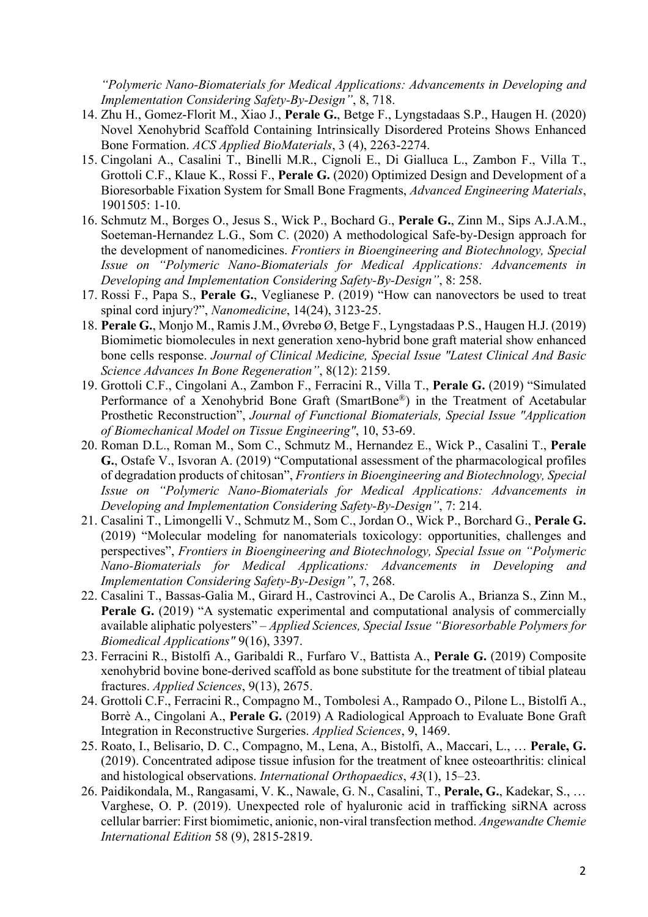*"Polymeric Nano-Biomaterials for Medical Applications: Advancements in Developing and Implementation Considering Safety-By-Design"*, 8, 718.

14. Zhu H., Gomez-Florit M., Xiao J., **Perale G.**, Betge F., Lyngstadaas S.P., Haugen H. (2020) Novel Xenohybrid Scaffold Containing Intrinsically Disordered Proteins Shows Enhanced Bone Formation. *ACS Applied BioMaterials*, 3 (4), 2263-2274.
15. Cingolani A., Casalini T., Binelli M.R., Cignoli E., Di Gialluca L., Zambon F., Villa T., Grottoli C.F., Klaue K., Rossi F., **Perale G.** (2020) Optimized Design and Development of a Bioresorbable Fixation System for Small Bone Fragments, *Advanced Engineering Materials*, 1901505: 1-10.
16. Schmutz M., Borges O., Jesus S., Wick P., Bochard G., **Perale G.**, Zinn M., Sips A.J.A.M., Soeteman-Hernandez L.G., Som C. (2020) A methodological Safe-by-Design approach for the development of nanomedicines. *Frontiers in Bioengineering and Biotechnology, Special Issue on "Polymeric Nano-Biomaterials for Medical Applications: Advancements in Developing and Implementation Considering Safety-By-Design"*, 8: 258.
17. Rossi F., Papa S., **Perale G.**, Veglianese P. (2019) "How can nanovectors be used to treat spinal cord injury?", *Nanomedicine*, 14(24), 3123-25.
18. **Perale G.**, Monjo M., Ramis J.M., Øvrebø Ø, Betge F., Lyngstadaas P.S., Haugen H.J. (2019) Biomimetic biomolecules in next generation xeno-hybrid bone graft material show enhanced bone cells response. *Journal of Clinical Medicine, Special Issue "Latest Clinical And Basic Science Advances In Bone Regeneration"*, 8(12): 2159.
19. Grottoli C.F., Cingolani A., Zambon F., Ferracini R., Villa T., **Perale G.** (2019) "Simulated Performance of a Xenohybrid Bone Graft (SmartBone®) in the Treatment of Acetabular Prosthetic Reconstruction", *Journal of Functional Biomaterials, Special Issue "Application of Biomechanical Model on Tissue Engineering"*, 10, 53-69.
20. Roman D.L., Roman M., Som C., Schmutz M., Hernandez E., Wick P., Casalini T., **Perale G.**, Ostafe V., Isvoran A. (2019) "Computational assessment of the pharmacological profiles of degradation products of chitosan", *Frontiers in Bioengineering and Biotechnology, Special Issue on "Polymeric Nano-Biomaterials for Medical Applications: Advancements in Developing and Implementation Considering Safety-By-Design"*, 7: 214.
21. Casalini T., Limongelli V., Schmutz M., Som C., Jordan O., Wick P., Borchard G., **Perale G.** (2019) "Molecular modeling for nanomaterials toxicology: opportunities, challenges and perspectives", *Frontiers in Bioengineering and Biotechnology, Special Issue on "Polymeric Nano-Biomaterials for Medical Applications: Advancements in Developing and Implementation Considering Safety-By-Design"*, 7, 268.
22. Casalini T., Bassas-Galia M., Girard H., Castrovinci A., De Carolis A., Brianza S., Zinn M., **Perale G.** (2019) "A systematic experimental and computational analysis of commercially available aliphatic polyesters" – *Applied Sciences, Special Issue "Bioresorbable Polymers for Biomedical Applications"* 9(16), 3397.
23. Ferracini R., Bistolfi A., Garibaldi R., Furfaro V., Battista A., **Perale G.** (2019) Composite xenohybrid bovine bone-derived scaffold as bone substitute for the treatment of tibial plateau fractures. *Applied Sciences*, 9(13), 2675.
24. Grottoli C.F., Ferracini R., Compagno M., Tombolesi A., Rampado O., Pilone L., Bistolfi A., Borrè A., Cingolani A., **Perale G.** (2019) A Radiological Approach to Evaluate Bone Graft Integration in Reconstructive Surgeries. *Applied Sciences*, 9, 1469.
25. Roato, I., Belisario, D. C., Compagno, M., Lena, A., Bistolfi, A., Maccari, L., … **Perale, G.** (2019). Concentrated adipose tissue infusion for the treatment of knee osteoarthritis: clinical and histological observations. *International Orthopaedics*, *43*(1), 15–23.
26. Paidikondala, M., Rangasami, V. K., Nawale, G. N., Casalini, T., **Perale, G.**, Kadekar, S., … Varghese, O. P. (2019). Unexpected role of hyaluronic acid in trafficking siRNA across cellular barrier: First biomimetic, anionic, non-viral transfection method. *Angewandte Chemie International Edition* 58 (9), 2815-2819.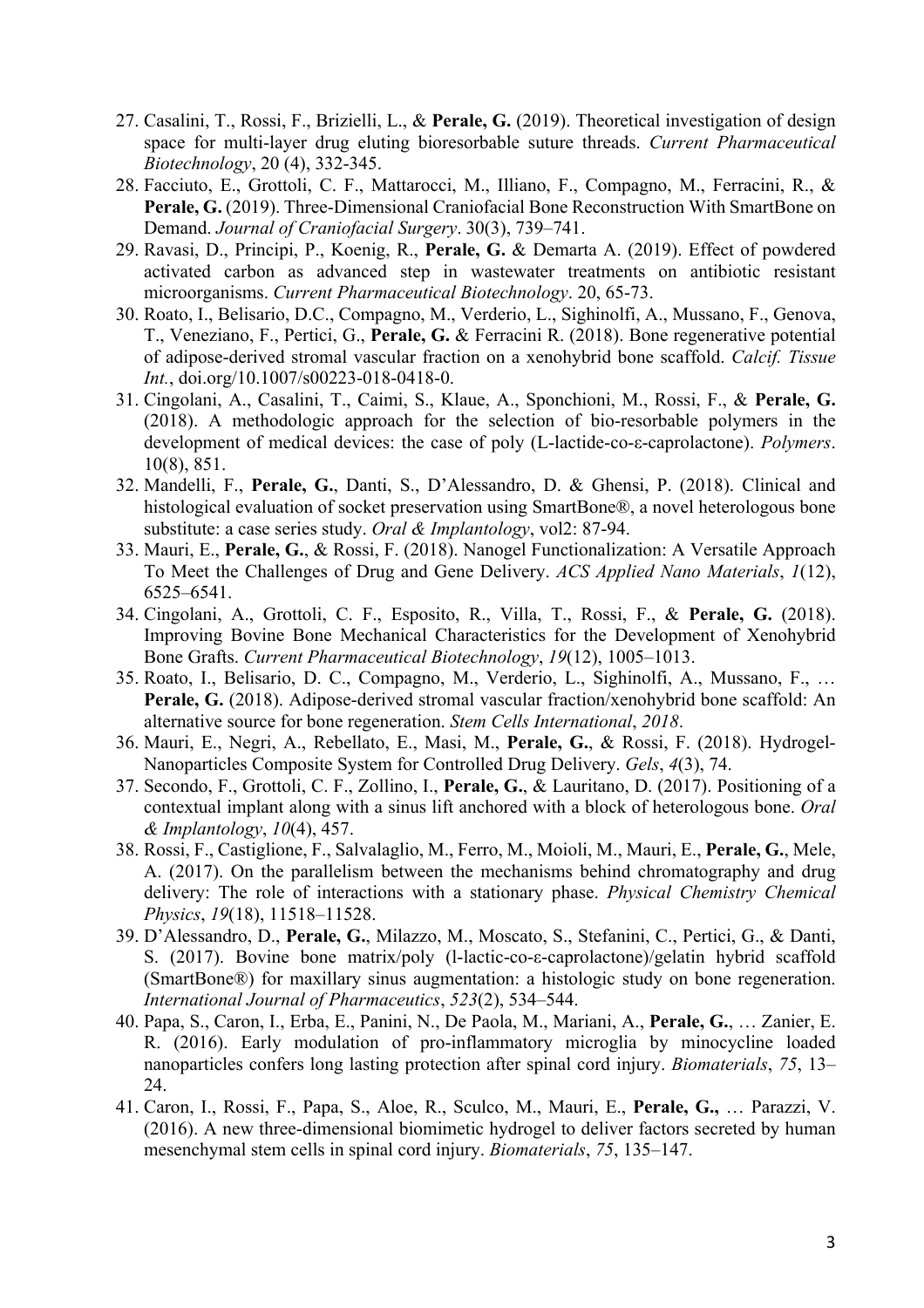27. Casalini, T., Rossi, F., Brizielli, L., & **Perale, G.** (2019). Theoretical investigation of design space for multi-layer drug eluting bioresorbable suture threads. *Current Pharmaceutical Biotechnology*, 20 (4), 332-345.
28. Facciuto, E., Grottoli, C. F., Mattarocci, M., Illiano, F., Compagno, M., Ferracini, R., & **Perale, G.** (2019). Three-Dimensional Craniofacial Bone Reconstruction With SmartBone on Demand. *Journal of Craniofacial Surgery*. 30(3), 739–741.
29. Ravasi, D., Principi, P., Koenig, R., **Perale, G.** & Demarta A. (2019). Effect of powdered activated carbon as advanced step in wastewater treatments on antibiotic resistant microorganisms. *Current Pharmaceutical Biotechnology*. 20, 65-73.
30. Roato, I., Belisario, D.C., Compagno, M., Verderio, L., Sighinolfi, A., Mussano, F., Genova, T., Veneziano, F., Pertici, G., **Perale, G.** & Ferracini R. (2018). Bone regenerative potential of adipose-derived stromal vascular fraction on a xenohybrid bone scaffold. *Calcif. Tissue Int.*, doi.org/10.1007/s00223-018-0418-0.
31. Cingolani, A., Casalini, T., Caimi, S., Klaue, A., Sponchioni, M., Rossi, F., & **Perale, G.** (2018). A methodologic approach for the selection of bio-resorbable polymers in the development of medical devices: the case of poly (L-lactide-co-ε-caprolactone). *Polymers*. 10(8), 851.
32. Mandelli, F., **Perale, G.**, Danti, S., D'Alessandro, D. & Ghensi, P. (2018). Clinical and histological evaluation of socket preservation using SmartBone®, a novel heterologous bone substitute: a case series study. *Oral & Implantology*, vol2: 87-94.
33. Mauri, E., **Perale, G.**, & Rossi, F. (2018). Nanogel Functionalization: A Versatile Approach To Meet the Challenges of Drug and Gene Delivery. *ACS Applied Nano Materials*, *1*(12), 6525–6541.
34. Cingolani, A., Grottoli, C. F., Esposito, R., Villa, T., Rossi, F., & **Perale, G.** (2018). Improving Bovine Bone Mechanical Characteristics for the Development of Xenohybrid Bone Grafts. *Current Pharmaceutical Biotechnology*, *19*(12), 1005–1013.
35. Roato, I., Belisario, D. C., Compagno, M., Verderio, L., Sighinolfi, A., Mussano, F., … **Perale, G.** (2018). Adipose-derived stromal vascular fraction/xenohybrid bone scaffold: An alternative source for bone regeneration. *Stem Cells International*, *2018*.
36. Mauri, E., Negri, A., Rebellato, E., Masi, M., **Perale, G.**, & Rossi, F. (2018). Hydrogel-Nanoparticles Composite System for Controlled Drug Delivery. *Gels*, *4*(3), 74.
37. Secondo, F., Grottoli, C. F., Zollino, I., **Perale, G.**, & Lauritano, D. (2017). Positioning of a contextual implant along with a sinus lift anchored with a block of heterologous bone. *Oral & Implantology*, *10*(4), 457.
38. Rossi, F., Castiglione, F., Salvalaglio, M., Ferro, M., Moioli, M., Mauri, E., **Perale, G.**, Mele, A. (2017). On the parallelism between the mechanisms behind chromatography and drug delivery: The role of interactions with a stationary phase. *Physical Chemistry Chemical Physics*, *19*(18), 11518–11528.
39. D'Alessandro, D., **Perale, G.**, Milazzo, M., Moscato, S., Stefanini, C., Pertici, G., & Danti, S. (2017). Bovine bone matrix/poly (l-lactic-co-ε-caprolactone)/gelatin hybrid scaffold (SmartBone®) for maxillary sinus augmentation: a histologic study on bone regeneration. *International Journal of Pharmaceutics*, *523*(2), 534–544.
40. Papa, S., Caron, I., Erba, E., Panini, N., De Paola, M., Mariani, A., **Perale, G.**, … Zanier, E. R. (2016). Early modulation of pro-inflammatory microglia by minocycline loaded nanoparticles confers long lasting protection after spinal cord injury. *Biomaterials*, *75*, 13–24.
41. Caron, I., Rossi, F., Papa, S., Aloe, R., Sculco, M., Mauri, E., **Perale, G.,** … Parazzi, V. (2016). A new three-dimensional biomimetic hydrogel to deliver factors secreted by human mesenchymal stem cells in spinal cord injury. *Biomaterials*, *75*, 135–147.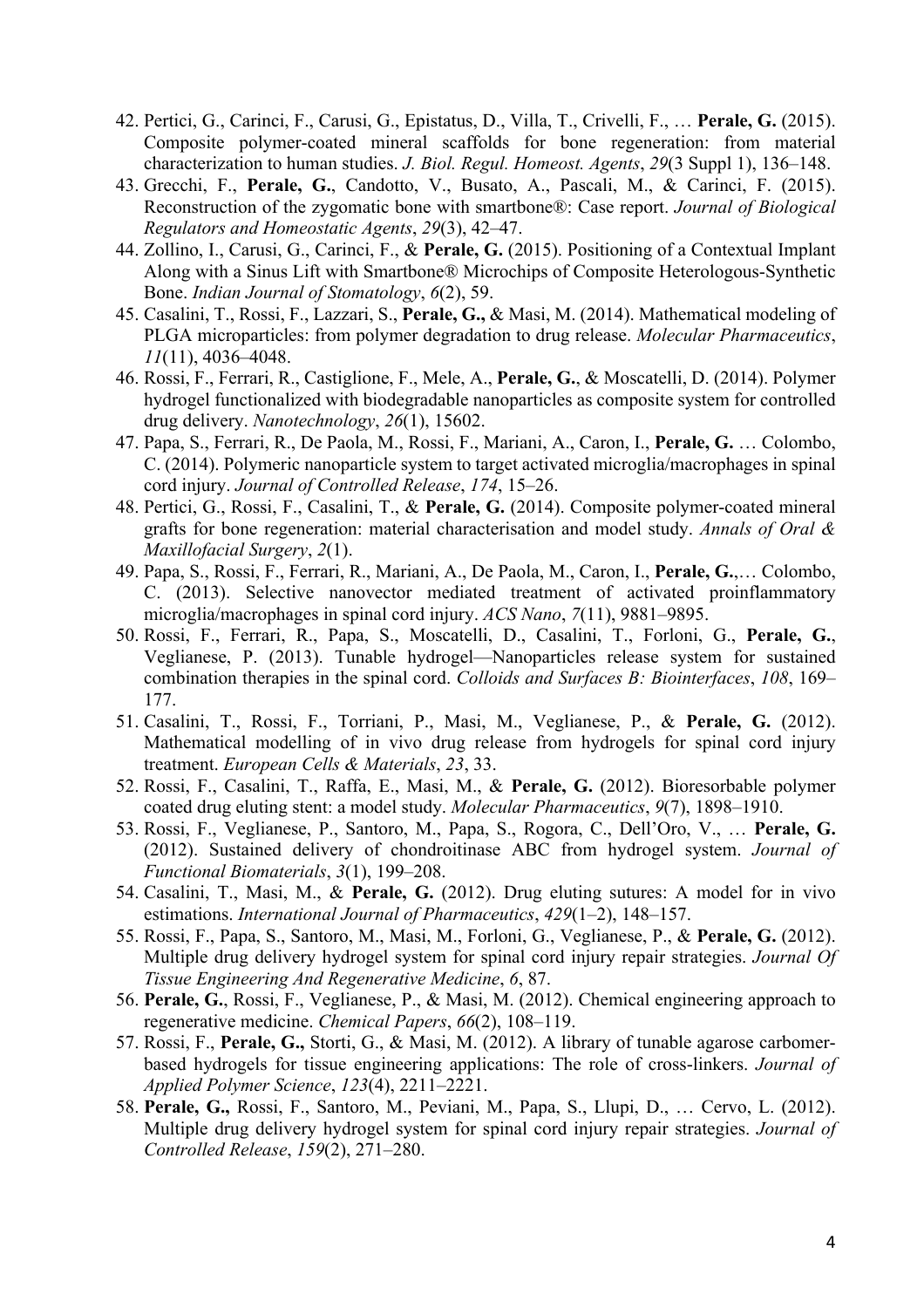42. Pertici, G., Carinci, F., Carusi, G., Epistatus, D., Villa, T., Crivelli, F., … **Perale, G.** (2015). Composite polymer-coated mineral scaffolds for bone regeneration: from material characterization to human studies. *J. Biol. Regul. Homeost. Agents*, *29*(3 Suppl 1), 136–148.
43. Grecchi, F., **Perale, G.**, Candotto, V., Busato, A., Pascali, M., & Carinci, F. (2015). Reconstruction of the zygomatic bone with smartbone®: Case report. *Journal of Biological Regulators and Homeostatic Agents*, *29*(3), 42–47.
44. Zollino, I., Carusi, G., Carinci, F., & **Perale, G.** (2015). Positioning of a Contextual Implant Along with a Sinus Lift with Smartbone® Microchips of Composite Heterologous-Synthetic Bone. *Indian Journal of Stomatology*, *6*(2), 59.
45. Casalini, T., Rossi, F., Lazzari, S., **Perale, G.,** & Masi, M. (2014). Mathematical modeling of PLGA microparticles: from polymer degradation to drug release. *Molecular Pharmaceutics*, *11*(11), 4036–4048.
46. Rossi, F., Ferrari, R., Castiglione, F., Mele, A., **Perale, G.**, & Moscatelli, D. (2014). Polymer hydrogel functionalized with biodegradable nanoparticles as composite system for controlled drug delivery. *Nanotechnology*, *26*(1), 15602.
47. Papa, S., Ferrari, R., De Paola, M., Rossi, F., Mariani, A., Caron, I., **Perale, G.** … Colombo, C. (2014). Polymeric nanoparticle system to target activated microglia/macrophages in spinal cord injury. *Journal of Controlled Release*, *174*, 15–26.
48. Pertici, G., Rossi, F., Casalini, T., & **Perale, G.** (2014). Composite polymer-coated mineral grafts for bone regeneration: material characterisation and model study. *Annals of Oral & Maxillofacial Surgery*, *2*(1).
49. Papa, S., Rossi, F., Ferrari, R., Mariani, A., De Paola, M., Caron, I., **Perale, G.**,… Colombo, C. (2013). Selective nanovector mediated treatment of activated proinflammatory microglia/macrophages in spinal cord injury. *ACS Nano*, *7*(11), 9881–9895.
50. Rossi, F., Ferrari, R., Papa, S., Moscatelli, D., Casalini, T., Forloni, G., **Perale, G.**, Veglianese, P. (2013). Tunable hydrogel—Nanoparticles release system for sustained combination therapies in the spinal cord. *Colloids and Surfaces B: Biointerfaces*, *108*, 169–177.
51. Casalini, T., Rossi, F., Torriani, P., Masi, M., Veglianese, P., & **Perale, G.** (2012). Mathematical modelling of in vivo drug release from hydrogels for spinal cord injury treatment. *European Cells & Materials*, *23*, 33.
52. Rossi, F., Casalini, T., Raffa, E., Masi, M., & **Perale, G.** (2012). Bioresorbable polymer coated drug eluting stent: a model study. *Molecular Pharmaceutics*, *9*(7), 1898–1910.
53. Rossi, F., Veglianese, P., Santoro, M., Papa, S., Rogora, C., Dell'Oro, V., … **Perale, G.** (2012). Sustained delivery of chondroitinase ABC from hydrogel system. *Journal of Functional Biomaterials*, *3*(1), 199–208.
54. Casalini, T., Masi, M., & **Perale, G.** (2012). Drug eluting sutures: A model for in vivo estimations. *International Journal of Pharmaceutics*, *429*(1–2), 148–157.
55. Rossi, F., Papa, S., Santoro, M., Masi, M., Forloni, G., Veglianese, P., & **Perale, G.** (2012). Multiple drug delivery hydrogel system for spinal cord injury repair strategies. *Journal Of Tissue Engineering And Regenerative Medicine*, *6*, 87.
56. **Perale, G.**, Rossi, F., Veglianese, P., & Masi, M. (2012). Chemical engineering approach to regenerative medicine. *Chemical Papers*, *66*(2), 108–119.
57. Rossi, F., **Perale, G.,** Storti, G., & Masi, M. (2012). A library of tunable agarose carbomer-based hydrogels for tissue engineering applications: The role of cross-linkers. *Journal of Applied Polymer Science*, *123*(4), 2211–2221.
58. **Perale, G.,** Rossi, F., Santoro, M., Peviani, M., Papa, S., Llupi, D., … Cervo, L. (2012). Multiple drug delivery hydrogel system for spinal cord injury repair strategies. *Journal of Controlled Release*, *159*(2), 271–280.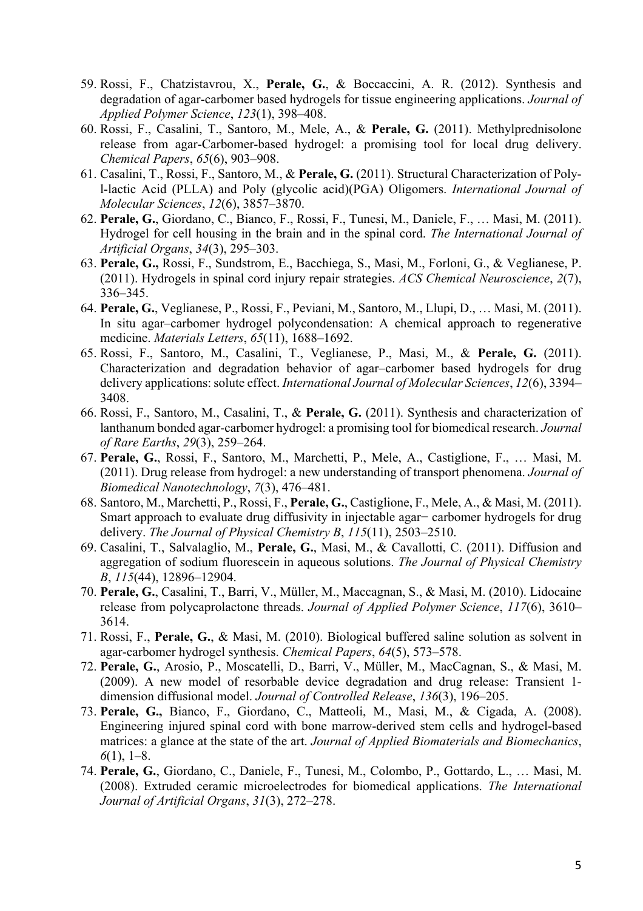59. Rossi, F., Chatzistavrou, X., **Perale, G.**, & Boccaccini, A. R. (2012). Synthesis and degradation of agar-carbomer based hydrogels for tissue engineering applications. *Journal of Applied Polymer Science*, *123*(1), 398–408.
60. Rossi, F., Casalini, T., Santoro, M., Mele, A., & **Perale, G.** (2011). Methylprednisolone release from agar-Carbomer-based hydrogel: a promising tool for local drug delivery. *Chemical Papers*, *65*(6), 903–908.
61. Casalini, T., Rossi, F., Santoro, M., & **Perale, G.** (2011). Structural Characterization of Poly-l-lactic Acid (PLLA) and Poly (glycolic acid)(PGA) Oligomers. *International Journal of Molecular Sciences*, *12*(6), 3857–3870.
62. **Perale, G.**, Giordano, C., Bianco, F., Rossi, F., Tunesi, M., Daniele, F., … Masi, M. (2011). Hydrogel for cell housing in the brain and in the spinal cord. *The International Journal of Artificial Organs*, *34*(3), 295–303.
63. **Perale, G.,** Rossi, F., Sundstrom, E., Bacchiega, S., Masi, M., Forloni, G., & Veglianese, P. (2011). Hydrogels in spinal cord injury repair strategies. *ACS Chemical Neuroscience*, *2*(7), 336–345.
64. **Perale, G.**, Veglianese, P., Rossi, F., Peviani, M., Santoro, M., Llupi, D., … Masi, M. (2011). In situ agar–carbomer hydrogel polycondensation: A chemical approach to regenerative medicine. *Materials Letters*, *65*(11), 1688–1692.
65. Rossi, F., Santoro, M., Casalini, T., Veglianese, P., Masi, M., & **Perale, G.** (2011). Characterization and degradation behavior of agar–carbomer based hydrogels for drug delivery applications: solute effect. *International Journal of Molecular Sciences*, *12*(6), 3394–3408.
66. Rossi, F., Santoro, M., Casalini, T., & **Perale, G.** (2011). Synthesis and characterization of lanthanum bonded agar-carbomer hydrogel: a promising tool for biomedical research. *Journal of Rare Earths*, *29*(3), 259–264.
67. **Perale, G.**, Rossi, F., Santoro, M., Marchetti, P., Mele, A., Castiglione, F., … Masi, M. (2011). Drug release from hydrogel: a new understanding of transport phenomena. *Journal of Biomedical Nanotechnology*, *7*(3), 476–481.
68. Santoro, M., Marchetti, P., Rossi, F., **Perale, G.**, Castiglione, F., Mele, A., & Masi, M. (2011). Smart approach to evaluate drug diffusivity in injectable agar− carbomer hydrogels for drug delivery. *The Journal of Physical Chemistry B*, *115*(11), 2503–2510.
69. Casalini, T., Salvalaglio, M., **Perale, G.**, Masi, M., & Cavallotti, C. (2011). Diffusion and aggregation of sodium fluorescein in aqueous solutions. *The Journal of Physical Chemistry B*, *115*(44), 12896–12904.
70. **Perale, G.**, Casalini, T., Barri, V., Müller, M., Maccagnan, S., & Masi, M. (2010). Lidocaine release from polycaprolactone threads. *Journal of Applied Polymer Science*, *117*(6), 3610–3614.
71. Rossi, F., **Perale, G.**, & Masi, M. (2010). Biological buffered saline solution as solvent in agar-carbomer hydrogel synthesis. *Chemical Papers*, *64*(5), 573–578.
72. **Perale, G.**, Arosio, P., Moscatelli, D., Barri, V., Müller, M., MacCagnan, S., & Masi, M. (2009). A new model of resorbable device degradation and drug release: Transient 1-dimension diffusional model. *Journal of Controlled Release*, *136*(3), 196–205.
73. **Perale, G.,** Bianco, F., Giordano, C., Matteoli, M., Masi, M., & Cigada, A. (2008). Engineering injured spinal cord with bone marrow-derived stem cells and hydrogel-based matrices: a glance at the state of the art. *Journal of Applied Biomaterials and Biomechanics*, *6*(1), 1–8.
74. **Perale, G.**, Giordano, C., Daniele, F., Tunesi, M., Colombo, P., Gottardo, L., … Masi, M. (2008). Extruded ceramic microelectrodes for biomedical applications. *The International Journal of Artificial Organs*, *31*(3), 272–278.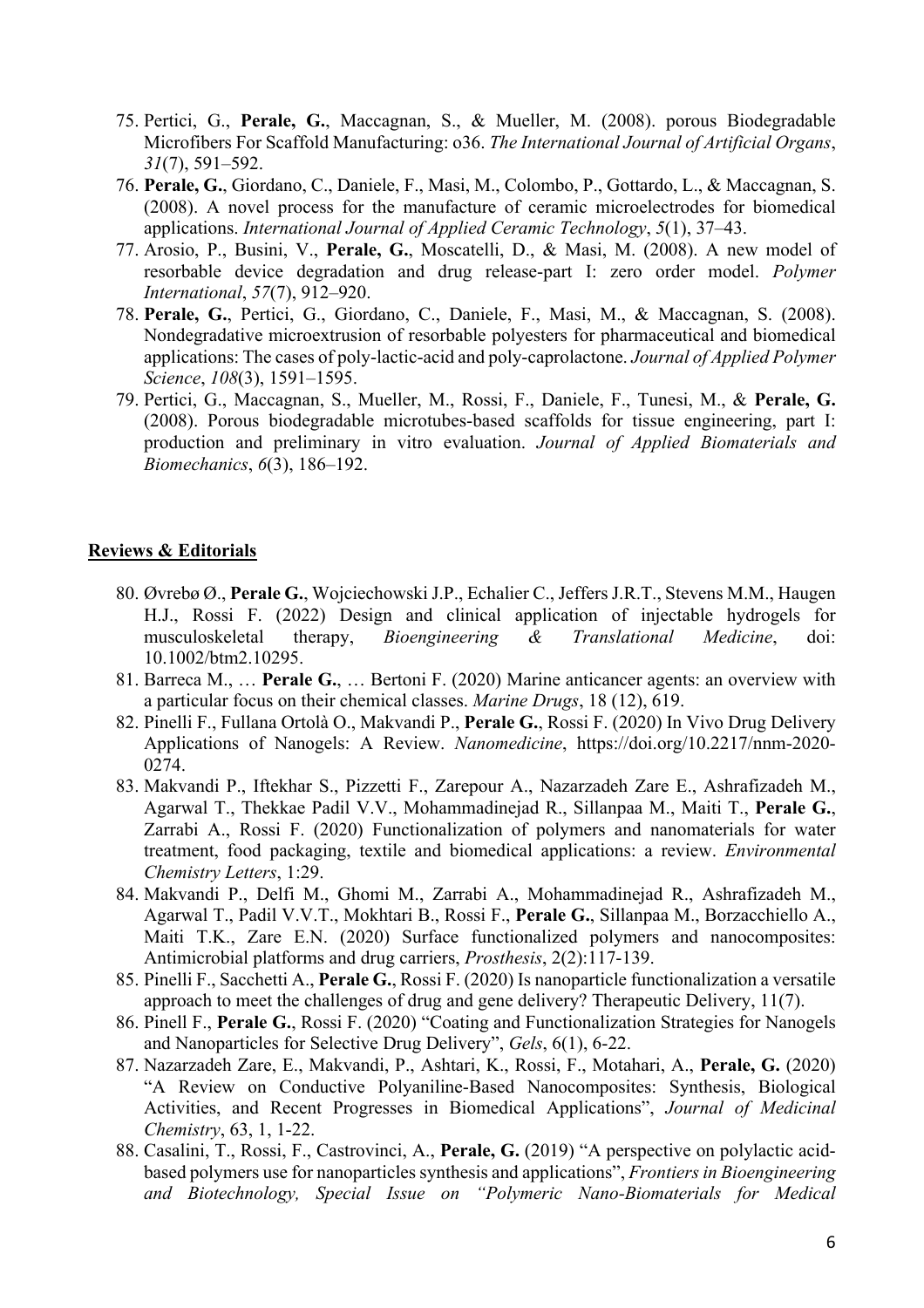75. Pertici, G., **Perale, G.**, Maccagnan, S., & Mueller, M. (2008). porous Biodegradable Microfibers For Scaffold Manufacturing: o36. *The International Journal of Artificial Organs*, *31*(7), 591–592.
76. **Perale, G.**, Giordano, C., Daniele, F., Masi, M., Colombo, P., Gottardo, L., & Maccagnan, S. (2008). A novel process for the manufacture of ceramic microelectrodes for biomedical applications. *International Journal of Applied Ceramic Technology*, *5*(1), 37–43.
77. Arosio, P., Busini, V., **Perale, G.**, Moscatelli, D., & Masi, M. (2008). A new model of resorbable device degradation and drug release-part I: zero order model. *Polymer International*, *57*(7), 912–920.
78. **Perale, G.**, Pertici, G., Giordano, C., Daniele, F., Masi, M., & Maccagnan, S. (2008). Nondegradative microextrusion of resorbable polyesters for pharmaceutical and biomedical applications: The cases of poly-lactic-acid and poly-caprolactone. *Journal of Applied Polymer Science*, *108*(3), 1591–1595.
79. Pertici, G., Maccagnan, S., Mueller, M., Rossi, F., Daniele, F., Tunesi, M., & **Perale, G.** (2008). Porous biodegradable microtubes-based scaffolds for tissue engineering, part I: production and preliminary in vitro evaluation. *Journal of Applied Biomaterials and Biomechanics*, *6*(3), 186–192.

**Reviews & Editorials**

80. Øvrebø Ø., **Perale G.**, Wojciechowski J.P., Echalier C., Jeffers J.R.T., Stevens M.M., Haugen H.J., Rossi F. (2022) Design and clinical application of injectable hydrogels for musculoskeletal therapy, *Bioengineering & Translational Medicine*, doi: 10.1002/btm2.10295.
81. Barreca M., … **Perale G.**, … Bertoni F. (2020) Marine anticancer agents: an overview with a particular focus on their chemical classes. *Marine Drugs*, 18 (12), 619.
82. Pinelli F., Fullana Ortolà O., Makvandi P., **Perale G.**, Rossi F. (2020) In Vivo Drug Delivery Applications of Nanogels: A Review. *Nanomedicine*, https://doi.org/10.2217/nnm-2020-0274.
83. Makvandi P., Iftekhar S., Pizzetti F., Zarepour A., Nazarzadeh Zare E., Ashrafizadeh M., Agarwal T., Thekkae Padil V.V., Mohammadinejad R., Sillanpaa M., Maiti T., **Perale G.**, Zarrabi A., Rossi F. (2020) Functionalization of polymers and nanomaterials for water treatment, food packaging, textile and biomedical applications: a review. *Environmental Chemistry Letters*, 1:29.
84. Makvandi P., Delfi M., Ghomi M., Zarrabi A., Mohammadinejad R., Ashrafizadeh M., Agarwal T., Padil V.V.T., Mokhtari B., Rossi F., **Perale G.**, Sillanpaa M., Borzacchiello A., Maiti T.K., Zare E.N. (2020) Surface functionalized polymers and nanocomposites: Antimicrobial platforms and drug carriers, *Prosthesis*, 2(2):117-139.
85. Pinelli F., Sacchetti A., **Perale G.**, Rossi F. (2020) Is nanoparticle functionalization a versatile approach to meet the challenges of drug and gene delivery? Therapeutic Delivery, 11(7).
86. Pinell F., **Perale G.**, Rossi F. (2020) "Coating and Functionalization Strategies for Nanogels and Nanoparticles for Selective Drug Delivery", *Gels*, 6(1), 6-22.
87. Nazarzadeh Zare, E., Makvandi, P., Ashtari, K., Rossi, F., Motahari, A., **Perale, G.** (2020) "A Review on Conductive Polyaniline-Based Nanocomposites: Synthesis, Biological Activities, and Recent Progresses in Biomedical Applications", *Journal of Medicinal Chemistry*, 63, 1, 1-22.
88. Casalini, T., Rossi, F., Castrovinci, A., **Perale, G.** (2019) "A perspective on polylactic acid-based polymers use for nanoparticles synthesis and applications", *Frontiers in Bioengineering and Biotechnology, Special Issue on "Polymeric Nano-Biomaterials for Medical*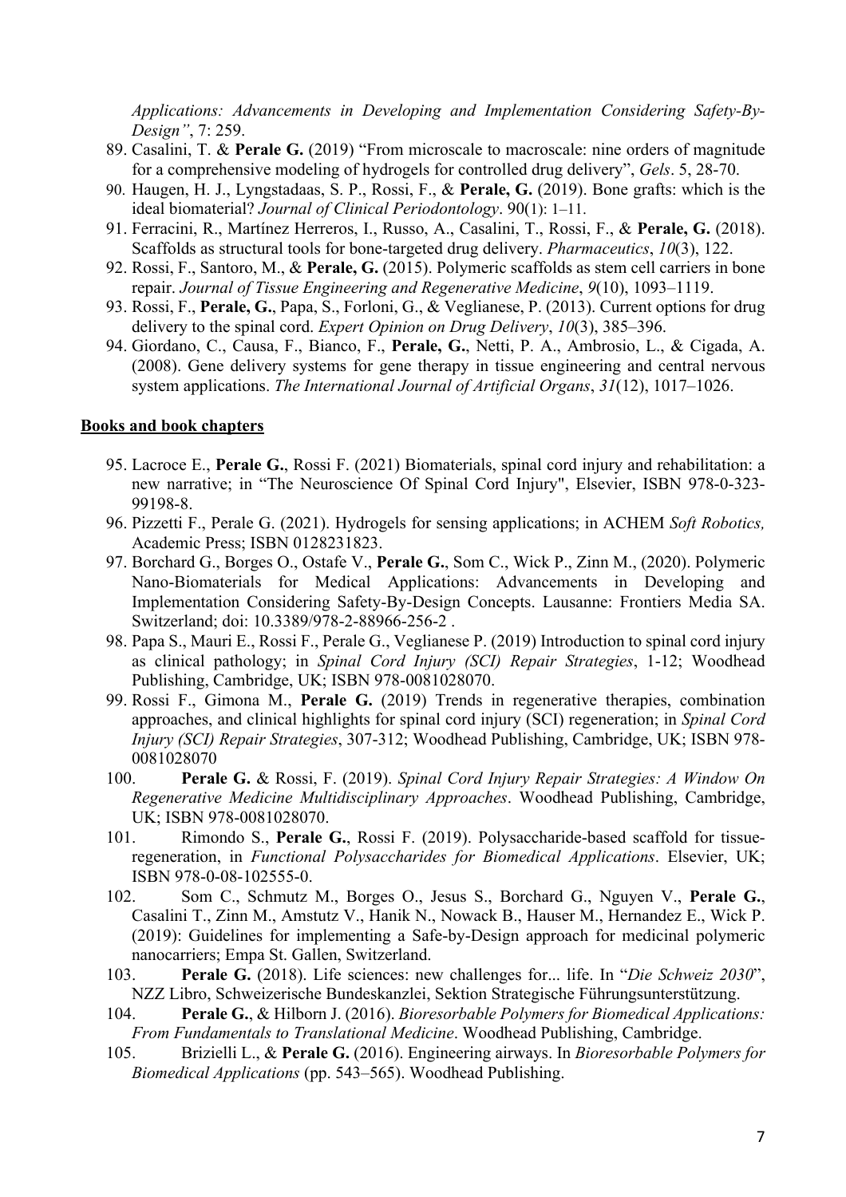*Applications: Advancements in Developing and Implementation Considering Safety-By-Design"*, 7: 259.

89. Casalini, T. & **Perale G.** (2019) "From microscale to macroscale: nine orders of magnitude for a comprehensive modeling of hydrogels for controlled drug delivery", *Gels*. 5, 28-70.
90. Haugen, H. J., Lyngstadaas, S. P., Rossi, F., & **Perale, G.** (2019). Bone grafts: which is the ideal biomaterial? *Journal of Clinical Periodontology*. 90(1): 1–11.
91. Ferracini, R., Martínez Herreros, I., Russo, A., Casalini, T., Rossi, F., & **Perale, G.** (2018). Scaffolds as structural tools for bone-targeted drug delivery. *Pharmaceutics*, *10*(3), 122.
92. Rossi, F., Santoro, M., & **Perale, G.** (2015). Polymeric scaffolds as stem cell carriers in bone repair. *Journal of Tissue Engineering and Regenerative Medicine*, *9*(10), 1093–1119.
93. Rossi, F., **Perale, G.**, Papa, S., Forloni, G., & Veglianese, P. (2013). Current options for drug delivery to the spinal cord. *Expert Opinion on Drug Delivery*, *10*(3), 385–396.
94. Giordano, C., Causa, F., Bianco, F., **Perale, G.**, Netti, P. A., Ambrosio, L., & Cigada, A. (2008). Gene delivery systems for gene therapy in tissue engineering and central nervous system applications. *The International Journal of Artificial Organs*, *31*(12), 1017–1026.

**Books and book chapters**

95. Lacroce E., **Perale G.**, Rossi F. (2021) Biomaterials, spinal cord injury and rehabilitation: a new narrative; in "The Neuroscience Of Spinal Cord Injury", Elsevier, ISBN 978-0-323-99198-8.
96. Pizzetti F., Perale G. (2021). Hydrogels for sensing applications; in ACHEM *Soft Robotics,* Academic Press; ISBN 0128231823.
97. Borchard G., Borges O., Ostafe V., **Perale G.**, Som C., Wick P., Zinn M., (2020). Polymeric Nano-Biomaterials for Medical Applications: Advancements in Developing and Implementation Considering Safety-By-Design Concepts. Lausanne: Frontiers Media SA. Switzerland; doi: 10.3389/978-2-88966-256-2 .
98. Papa S., Mauri E., Rossi F., Perale G., Veglianese P. (2019) Introduction to spinal cord injury as clinical pathology; in *Spinal Cord Injury (SCI) Repair Strategies*, 1-12; Woodhead Publishing, Cambridge, UK; ISBN 978-0081028070.
99. Rossi F., Gimona M., **Perale G.** (2019) Trends in regenerative therapies, combination approaches, and clinical highlights for spinal cord injury (SCI) regeneration; in *Spinal Cord Injury (SCI) Repair Strategies*, 307-312; Woodhead Publishing, Cambridge, UK; ISBN 978-0081028070
100. **Perale G.** & Rossi, F. (2019). *Spinal Cord Injury Repair Strategies: A Window On Regenerative Medicine Multidisciplinary Approaches*. Woodhead Publishing, Cambridge, UK; ISBN 978-0081028070.
101. Rimondo S., **Perale G.**, Rossi F. (2019). Polysaccharide-based scaffold for tissue-regeneration, in *Functional Polysaccharides for Biomedical Applications*. Elsevier, UK; ISBN 978-0-08-102555-0.
102. Som C., Schmutz M., Borges O., Jesus S., Borchard G., Nguyen V., **Perale G.**, Casalini T., Zinn M., Amstutz V., Hanik N., Nowack B., Hauser M., Hernandez E., Wick P. (2019): Guidelines for implementing a Safe-by-Design approach for medicinal polymeric nanocarriers; Empa St. Gallen, Switzerland.
103. **Perale G.** (2018). Life sciences: new challenges for... life. In "*Die Schweiz 2030*", NZZ Libro, Schweizerische Bundeskanzlei, Sektion Strategische Führungsunterstützung.
104. **Perale G.**, & Hilborn J. (2016). *Bioresorbable Polymers for Biomedical Applications: From Fundamentals to Translational Medicine*. Woodhead Publishing, Cambridge.
105. Brizielli L., & **Perale G.** (2016). Engineering airways. In *Bioresorbable Polymers for Biomedical Applications* (pp. 543–565). Woodhead Publishing.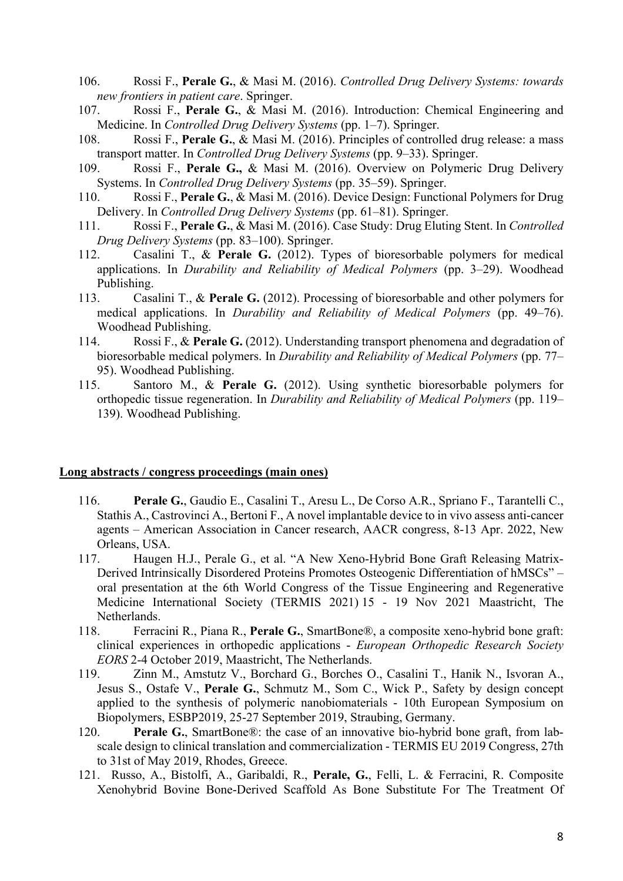106. Rossi F., **Perale G.**, & Masi M. (2016). *Controlled Drug Delivery Systems: towards new frontiers in patient care*. Springer.
107. Rossi F., **Perale G.**, & Masi M. (2016). Introduction: Chemical Engineering and Medicine. In *Controlled Drug Delivery Systems* (pp. 1–7). Springer.
108. Rossi F., **Perale G.**, & Masi M. (2016). Principles of controlled drug release: a mass transport matter. In *Controlled Drug Delivery Systems* (pp. 9–33). Springer.
109. Rossi F., **Perale G.,** & Masi M. (2016). Overview on Polymeric Drug Delivery Systems. In *Controlled Drug Delivery Systems* (pp. 35–59). Springer.
110. Rossi F., **Perale G.**, & Masi M. (2016). Device Design: Functional Polymers for Drug Delivery. In *Controlled Drug Delivery Systems* (pp. 61–81). Springer.
111. Rossi F., **Perale G.**, & Masi M. (2016). Case Study: Drug Eluting Stent. In *Controlled Drug Delivery Systems* (pp. 83–100). Springer.
112. Casalini T., & **Perale G.** (2012). Types of bioresorbable polymers for medical applications. In *Durability and Reliability of Medical Polymers* (pp. 3–29). Woodhead Publishing.
113. Casalini T., & **Perale G.** (2012). Processing of bioresorbable and other polymers for medical applications. In *Durability and Reliability of Medical Polymers* (pp. 49–76). Woodhead Publishing.
114. Rossi F., & **Perale G.** (2012). Understanding transport phenomena and degradation of bioresorbable medical polymers. In *Durability and Reliability of Medical Polymers* (pp. 77–95). Woodhead Publishing.
115. Santoro M., & **Perale G.** (2012). Using synthetic bioresorbable polymers for orthopedic tissue regeneration. In *Durability and Reliability of Medical Polymers* (pp. 119–139). Woodhead Publishing.

**Long abstracts / congress proceedings (main ones)**

116. **Perale G.**, Gaudio E., Casalini T., Aresu L., De Corso A.R., Spriano F., Tarantelli C., Stathis A., Castrovinci A., Bertoni F., A novel implantable device to in vivo assess anti-cancer agents – American Association in Cancer research, AACR congress, 8-13 Apr. 2022, New Orleans, USA.
117. Haugen H.J., Perale G., et al. "A New Xeno-Hybrid Bone Graft Releasing Matrix-Derived Intrinsically Disordered Proteins Promotes Osteogenic Differentiation of hMSCs" – oral presentation at the 6th World Congress of the Tissue Engineering and Regenerative Medicine International Society (TERMIS 2021) 15 - 19 Nov 2021 Maastricht, The Netherlands.
118. Ferracini R., Piana R., **Perale G.**, SmartBone®, a composite xeno-hybrid bone graft: clinical experiences in orthopedic applications - *European Orthopedic Research Society EORS* 2-4 October 2019, Maastricht, The Netherlands.
119. Zinn M., Amstutz V., Borchard G., Borches O., Casalini T., Hanik N., Isvoran A., Jesus S., Ostafe V., **Perale G.**, Schmutz M., Som C., Wick P., Safety by design concept applied to the synthesis of polymeric nanobiomaterials - 10th European Symposium on Biopolymers, ESBP2019, 25-27 September 2019, Straubing, Germany.
120. **Perale G.**, SmartBone®: the case of an innovative bio-hybrid bone graft, from lab-scale design to clinical translation and commercialization - TERMIS EU 2019 Congress, 27th to 31st of May 2019, Rhodes, Greece.
121. Russo, A., Bistolfi, A., Garibaldi, R., **Perale, G.**, Felli, L. & Ferracini, R. Composite Xenohybrid Bovine Bone-Derived Scaffold As Bone Substitute For The Treatment Of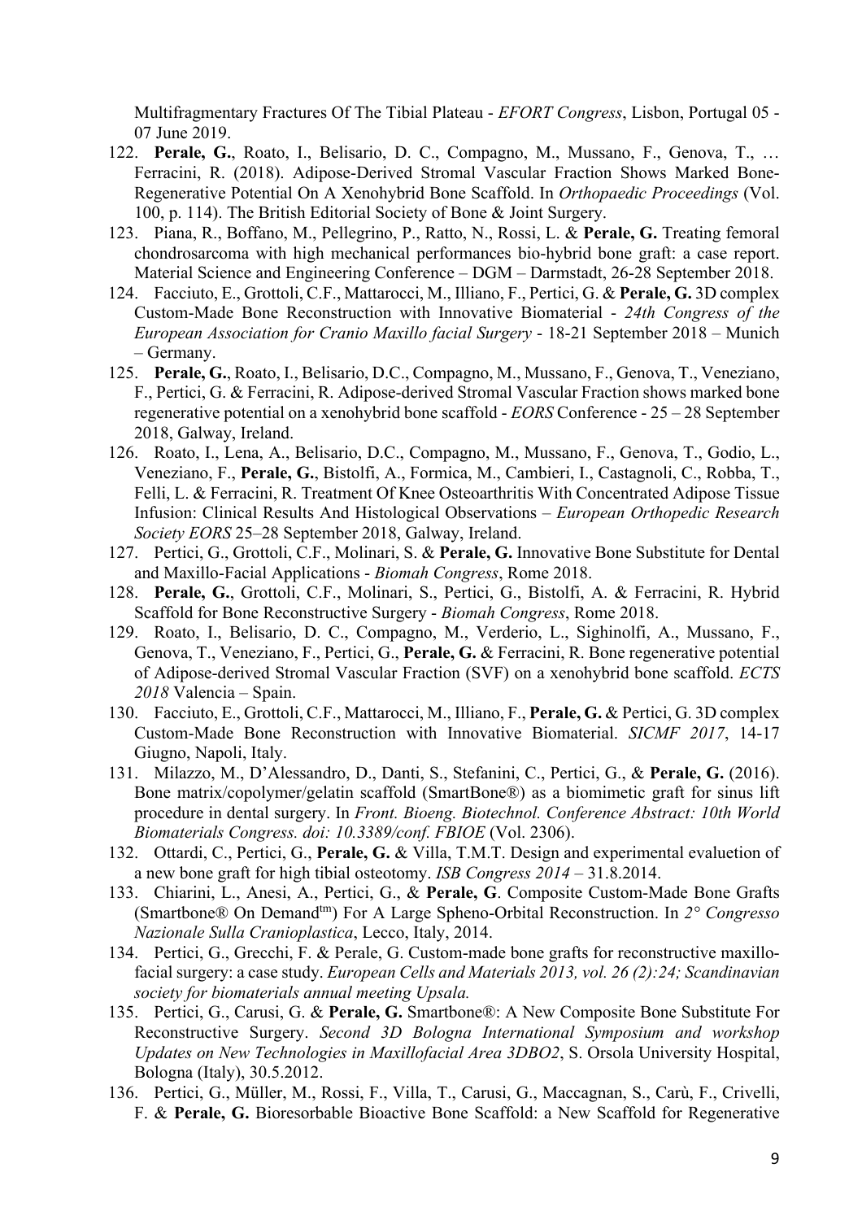Multifragmentary Fractures Of The Tibial Plateau - *EFORT Congress*, Lisbon, Portugal 05 - 07 June 2019.

122. **Perale, G.**, Roato, I., Belisario, D. C., Compagno, M., Mussano, F., Genova, T., … Ferracini, R. (2018). Adipose-Derived Stromal Vascular Fraction Shows Marked Bone-Regenerative Potential On A Xenohybrid Bone Scaffold. In *Orthopaedic Proceedings* (Vol. 100, p. 114). The British Editorial Society of Bone & Joint Surgery.
123. Piana, R., Boffano, M., Pellegrino, P., Ratto, N., Rossi, L. & **Perale, G.** Treating femoral chondrosarcoma with high mechanical performances bio-hybrid bone graft: a case report. Material Science and Engineering Conference – DGM – Darmstadt, 26-28 September 2018.
124. Facciuto, E., Grottoli, C.F., Mattarocci, M., Illiano, F., Pertici, G. & **Perale, G.** 3D complex Custom-Made Bone Reconstruction with Innovative Biomaterial - *24th Congress of the European Association for Cranio Maxillo facial Surgery* - 18-21 September 2018 – Munich – Germany.
125. **Perale, G.**, Roato, I., Belisario, D.C., Compagno, M., Mussano, F., Genova, T., Veneziano, F., Pertici, G. & Ferracini, R. Adipose-derived Stromal Vascular Fraction shows marked bone regenerative potential on a xenohybrid bone scaffold - *EORS* Conference - 25 – 28 September 2018, Galway, Ireland.
126. Roato, I., Lena, A., Belisario, D.C., Compagno, M., Mussano, F., Genova, T., Godio, L., Veneziano, F., **Perale, G.**, Bistolfi, A., Formica, M., Cambieri, I., Castagnoli, C., Robba, T., Felli, L. & Ferracini, R. Treatment Of Knee Osteoarthritis With Concentrated Adipose Tissue Infusion: Clinical Results And Histological Observations – *European Orthopedic Research Society EORS* 25–28 September 2018, Galway, Ireland.
127. Pertici, G., Grottoli, C.F., Molinari, S. & **Perale, G.** Innovative Bone Substitute for Dental and Maxillo-Facial Applications - *Biomah Congress*, Rome 2018.
128. **Perale, G.**, Grottoli, C.F., Molinari, S., Pertici, G., Bistolfi, A. & Ferracini, R. Hybrid Scaffold for Bone Reconstructive Surgery - *Biomah Congress*, Rome 2018.
129. Roato, I., Belisario, D. C., Compagno, M., Verderio, L., Sighinolfi, A., Mussano, F., Genova, T., Veneziano, F., Pertici, G., **Perale, G.** & Ferracini, R. Bone regenerative potential of Adipose-derived Stromal Vascular Fraction (SVF) on a xenohybrid bone scaffold. *ECTS 2018* Valencia – Spain.
130. Facciuto, E., Grottoli, C.F., Mattarocci, M., Illiano, F., **Perale, G.** & Pertici, G. 3D complex Custom-Made Bone Reconstruction with Innovative Biomaterial. *SICMF 2017*, 14-17 Giugno, Napoli, Italy.
131. Milazzo, M., D'Alessandro, D., Danti, S., Stefanini, C., Pertici, G., & **Perale, G.** (2016). Bone matrix/copolymer/gelatin scaffold (SmartBone®) as a biomimetic graft for sinus lift procedure in dental surgery. In *Front. Bioeng. Biotechnol. Conference Abstract: 10th World Biomaterials Congress. doi: 10.3389/conf. FBIOE* (Vol. 2306).
132. Ottardi, C., Pertici, G., **Perale, G.** & Villa, T.M.T. Design and experimental evaluetion of a new bone graft for high tibial osteotomy. *ISB Congress 2014* – 31.8.2014.
133. Chiarini, L., Anesi, A., Pertici, G., & **Perale, G**. Composite Custom-Made Bone Grafts (Smartbone® On Demand™) For A Large Spheno-Orbital Reconstruction. In *2° Congresso Nazionale Sulla Cranioplastica*, Lecco, Italy, 2014.
134. Pertici, G., Grecchi, F. & Perale, G. Custom-made bone grafts for reconstructive maxillo-facial surgery: a case study. *European Cells and Materials 2013, vol. 26 (2):24; Scandinavian society for biomaterials annual meeting Upsala.*
135. Pertici, G., Carusi, G. & **Perale, G.** Smartbone®: A New Composite Bone Substitute For Reconstructive Surgery. *Second 3D Bologna International Symposium and workshop Updates on New Technologies in Maxillofacial Area 3DBO2*, S. Orsola University Hospital, Bologna (Italy), 30.5.2012.
136. Pertici, G., Müller, M., Rossi, F., Villa, T., Carusi, G., Maccagnan, S., Carù, F., Crivelli, F. & **Perale, G.** Bioresorbable Bioactive Bone Scaffold: a New Scaffold for Regenerative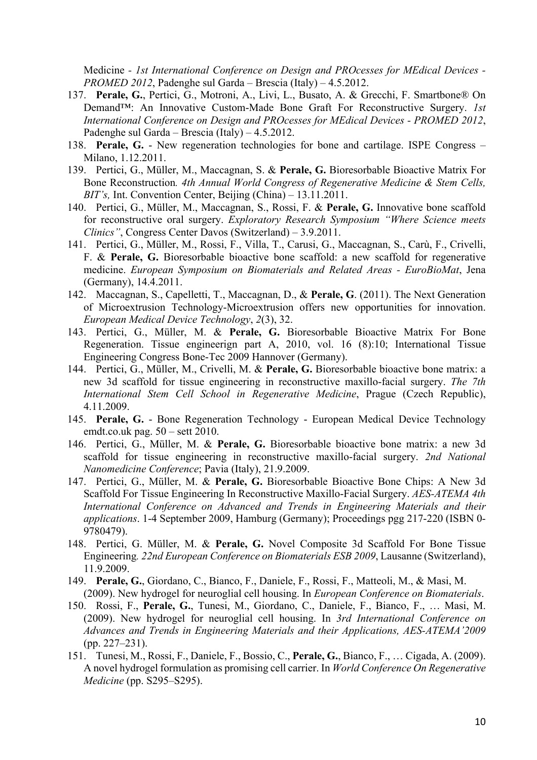Medicine - *1st International Conference on Design and PROcesses for MEdical Devices - PROMED 2012*, Padenghe sul Garda – Brescia (Italy) – 4.5.2012.

137. **Perale, G.**, Pertici, G., Motroni, A., Livi, L., Busato, A. & Grecchi, F. Smartbone® On Demand™: An Innovative Custom-Made Bone Graft For Reconstructive Surgery. *1st International Conference on Design and PROcesses for MEdical Devices - PROMED 2012*, Padenghe sul Garda – Brescia (Italy) – 4.5.2012.
138. **Perale, G.** - New regeneration technologies for bone and cartilage. ISPE Congress – Milano, 1.12.2011.
139. Pertici, G., Müller, M., Maccagnan, S. & **Perale, G.** Bioresorbable Bioactive Matrix For Bone Reconstruction*. 4th Annual World Congress of Regenerative Medicine & Stem Cells, BIT's,* Int. Convention Center, Beijing (China) – 13.11.2011.
140. Pertici, G., Müller, M., Maccagnan, S., Rossi, F. & **Perale, G.** Innovative bone scaffold for reconstructive oral surgery. *Exploratory Research Symposium "Where Science meets Clinics"*, Congress Center Davos (Switzerland) – 3.9.2011.
141. Pertici, G., Müller, M., Rossi, F., Villa, T., Carusi, G., Maccagnan, S., Carù, F., Crivelli, F. & **Perale, G.** Bioresorbable bioactive bone scaffold: a new scaffold for regenerative medicine. *European Symposium on Biomaterials and Related Areas - EuroBioMat*, Jena (Germany), 14.4.2011.
142. Maccagnan, S., Capelletti, T., Maccagnan, D., & **Perale, G**. (2011). The Next Generation of Microextrusion Technology-Microextrusion offers new opportunities for innovation. *European Medical Device Technology*, *2*(3), 32.
143. Pertici, G., Müller, M. & **Perale, G.** Bioresorbable Bioactive Matrix For Bone Regeneration. Tissue engineerign part A, 2010, vol. 16 (8):10; International Tissue Engineering Congress Bone-Tec 2009 Hannover (Germany).
144. Pertici, G., Müller, M., Crivelli, M. & **Perale, G.** Bioresorbable bioactive bone matrix: a new 3d scaffold for tissue engineering in reconstructive maxillo-facial surgery. *The 7th International Stem Cell School in Regenerative Medicine*, Prague (Czech Republic), 4.11.2009.
145. **Perale, G.** - Bone Regeneration Technology - European Medical Device Technology emdt.co.uk pag. 50 – sett 2010.
146. Pertici, G., Müller, M. & **Perale, G.** Bioresorbable bioactive bone matrix: a new 3d scaffold for tissue engineering in reconstructive maxillo-facial surgery. *2nd National Nanomedicine Conference*; Pavia (Italy), 21.9.2009.
147. Pertici, G., Müller, M. & **Perale, G.** Bioresorbable Bioactive Bone Chips: A New 3d Scaffold For Tissue Engineering In Reconstructive Maxillo-Facial Surgery. *AES-ATEMA 4th International Conference on Advanced and Trends in Engineering Materials and their applications*. 1-4 September 2009, Hamburg (Germany); Proceedings pgg 217-220 (ISBN 0-9780479).
148. Pertici, G. Müller, M. & **Perale, G.** Novel Composite 3d Scaffold For Bone Tissue Engineering*. 22nd European Conference on Biomaterials ESB 2009*, Lausanne (Switzerland), 11.9.2009.
149. **Perale, G.**, Giordano, C., Bianco, F., Daniele, F., Rossi, F., Matteoli, M., & Masi, M. (2009). New hydrogel for neuroglial cell housing. In *European Conference on Biomaterials*.
150. Rossi, F., **Perale, G.**, Tunesi, M., Giordano, C., Daniele, F., Bianco, F., … Masi, M. (2009). New hydrogel for neuroglial cell housing. In *3rd International Conference on Advances and Trends in Engineering Materials and their Applications, AES-ATEMA'2009* (pp. 227–231).
151. Tunesi, M., Rossi, F., Daniele, F., Bossio, C., **Perale, G.**, Bianco, F., … Cigada, A. (2009). A novel hydrogel formulation as promising cell carrier. In *World Conference On Regenerative Medicine* (pp. S295–S295).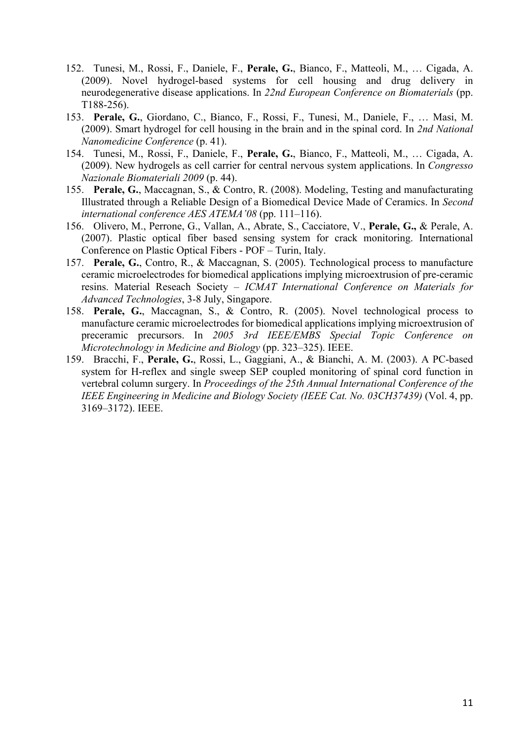152. Tunesi, M., Rossi, F., Daniele, F., **Perale, G.**, Bianco, F., Matteoli, M., … Cigada, A. (2009). Novel hydrogel-based systems for cell housing and drug delivery in neurodegenerative disease applications. In *22nd European Conference on Biomaterials* (pp. T188-256).
153. **Perale, G.**, Giordano, C., Bianco, F., Rossi, F., Tunesi, M., Daniele, F., … Masi, M. (2009). Smart hydrogel for cell housing in the brain and in the spinal cord. In *2nd National Nanomedicine Conference* (p. 41).
154. Tunesi, M., Rossi, F., Daniele, F., **Perale, G.**, Bianco, F., Matteoli, M., … Cigada, A. (2009). New hydrogels as cell carrier for central nervous system applications. In *Congresso Nazionale Biomateriali 2009* (p. 44).
155. **Perale, G.**, Maccagnan, S., & Contro, R. (2008). Modeling, Testing and manufacturating Illustrated through a Reliable Design of a Biomedical Device Made of Ceramics. In *Second international conference AES ATEMA'08* (pp. 111–116).
156. Olivero, M., Perrone, G., Vallan, A., Abrate, S., Cacciatore, V., **Perale, G.,** & Perale, A. (2007). Plastic optical fiber based sensing system for crack monitoring. International Conference on Plastic Optical Fibers - POF – Turin, Italy.
157. **Perale, G.**, Contro, R., & Maccagnan, S. (2005). Technological process to manufacture ceramic microelectrodes for biomedical applications implying microextrusion of pre-ceramic resins. Material Reseach Society – *ICMAT International Conference on Materials for Advanced Technologies*, 3-8 July, Singapore.
158. **Perale, G.**, Maccagnan, S., & Contro, R. (2005). Novel technological process to manufacture ceramic microelectrodes for biomedical applications implying microextrusion of preceramic precursors. In *2005 3rd IEEE/EMBS Special Topic Conference on Microtechnology in Medicine and Biology* (pp. 323–325). IEEE.
159. Bracchi, F., **Perale, G.**, Rossi, L., Gaggiani, A., & Bianchi, A. M. (2003). A PC-based system for H-reflex and single sweep SEP coupled monitoring of spinal cord function in vertebral column surgery. In *Proceedings of the 25th Annual International Conference of the IEEE Engineering in Medicine and Biology Society (IEEE Cat. No. 03CH37439)* (Vol. 4, pp. 3169–3172). IEEE.